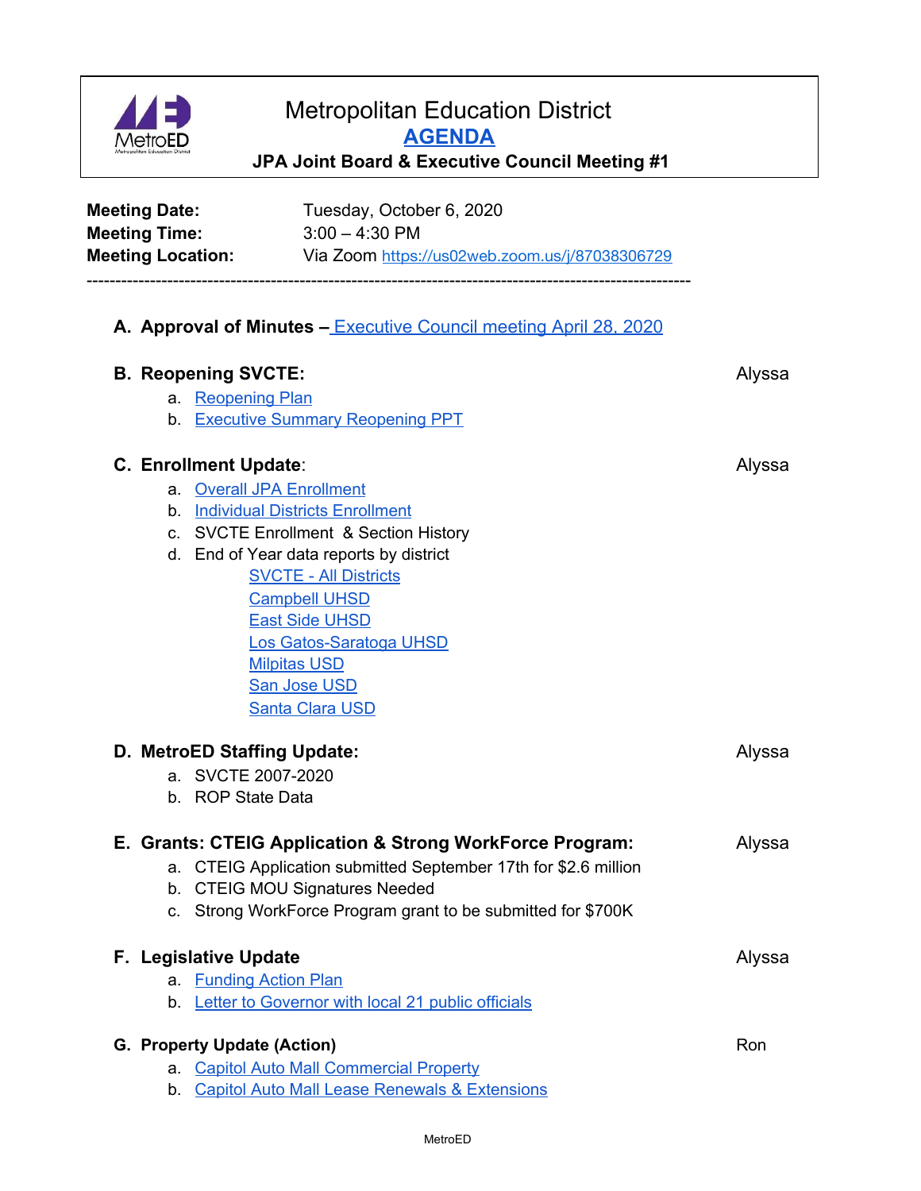# Metropolitan Education District

## AGENDA

### JPA Joint Board & Executive Council Meeting #1

**Meeting Date:** Tuesday, October 6, 2020
**Meeting Time:** 3:00 – 4:30 PM
**Meeting Location:** Via Zoom https://us02web.zoom.us/j/87038306729

---

**A. Approval of Minutes –** Executive Council meeting April 28, 2020

**B. Reopening SVCTE:** — Alyssa

a. Reopening Plan
b. Executive Summary Reopening PPT

**C. Enrollment Update:** — Alyssa

a. Overall JPA Enrollment
b. Individual Districts Enrollment
c. SVCTE Enrollment & Section History
d. End of Year data reports by district
  - SVCTE - All Districts
  - Campbell UHSD
  - East Side UHSD
  - Los Gatos-Saratoga UHSD
  - Milpitas USD
  - San Jose USD
  - Santa Clara USD

**D. MetroED Staffing Update:** — Alyssa

a. SVCTE 2007-2020
b. ROP State Data

**E. Grants: CTEIG Application & Strong WorkForce Program:** — Alyssa

a. CTEIG Application submitted September 17th for $2.6 million
b. CTEIG MOU Signatures Needed
c. Strong WorkForce Program grant to be submitted for $700K

**F. Legislative Update** — Alyssa

a. Funding Action Plan
b. Letter to Governor with local 21 public officials

**G. Property Update (Action)** — Ron

a. Capitol Auto Mall Commercial Property
b. Capitol Auto Mall Lease Renewals & Extensions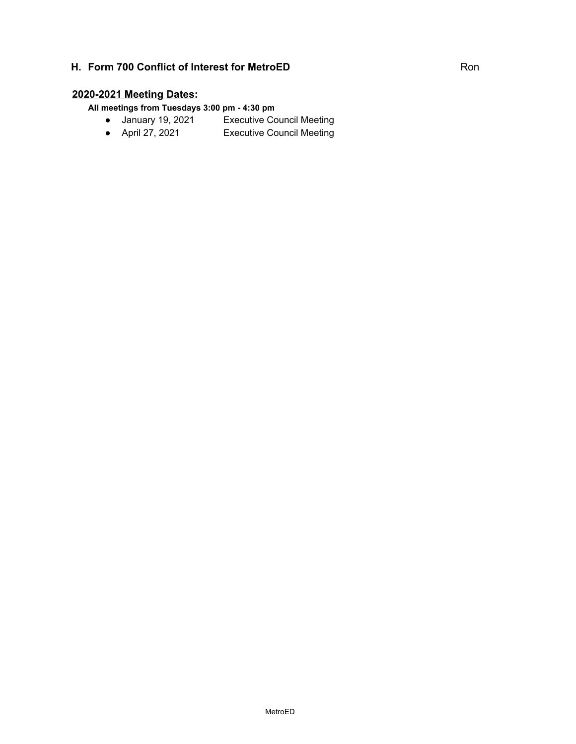**H. Form 700 Conflict of Interest for MetroED** Ron

## 2020-2021 Meeting Dates:

**All meetings from Tuesdays 3:00 pm - 4:30 pm**

- January 19, 2021 Executive Council Meeting
- April 27, 2021 Executive Council Meeting